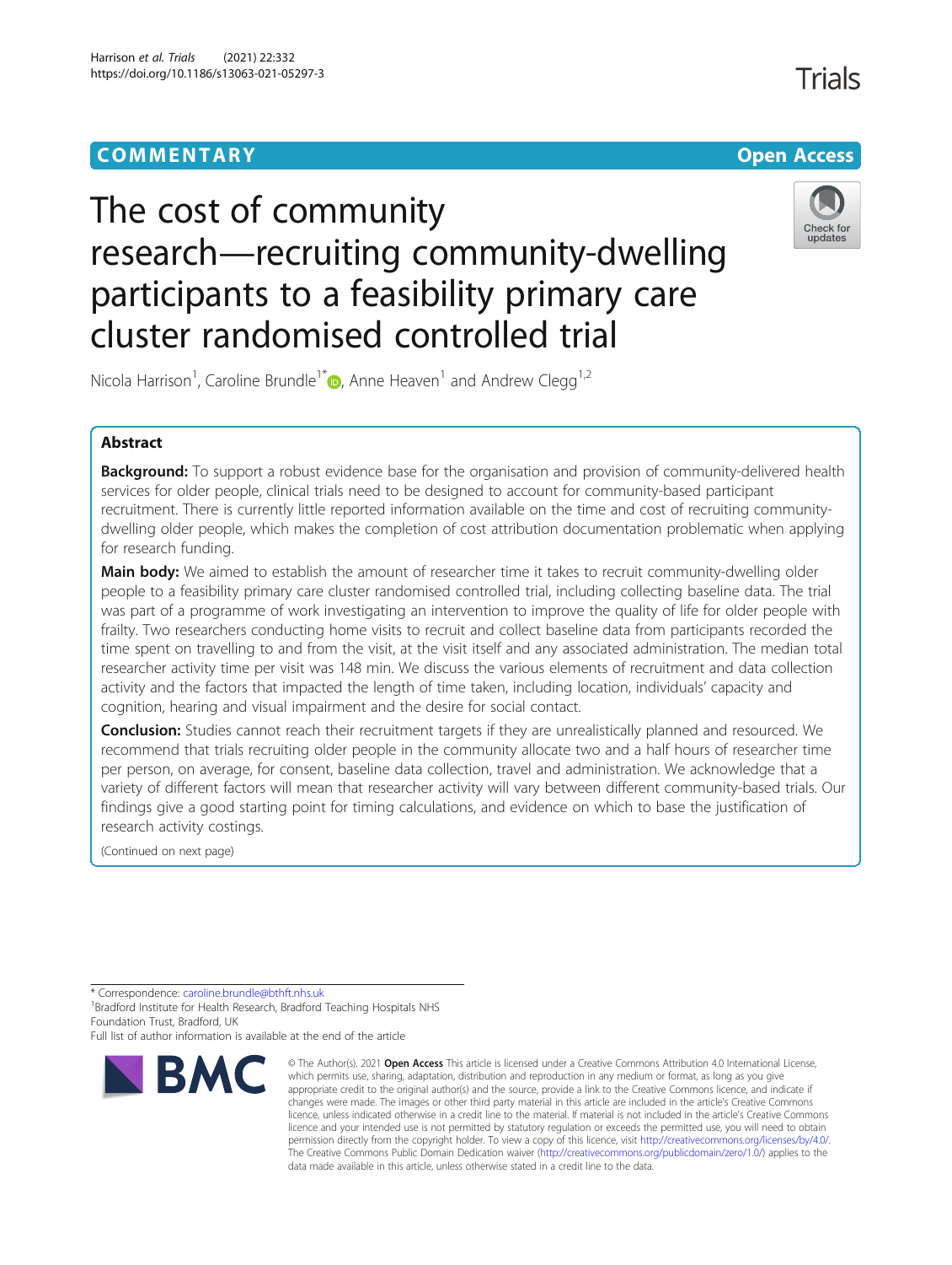COMMENTARY

Open Access

# The cost of community research—recruiting community-dwelling participants to a feasibility primary care cluster randomised controlled trial

Nicola Harrison[1], Caroline Brundle[1*], Anne Heaven[1] and Andrew Clegg[1,2]

## Abstract

**Background:** To support a robust evidence base for the organisation and provision of community-delivered health services for older people, clinical trials need to be designed to account for community-based participant recruitment. There is currently little reported information available on the time and cost of recruiting community-dwelling older people, which makes the completion of cost attribution documentation problematic when applying for research funding.

**Main body:** We aimed to establish the amount of researcher time it takes to recruit community-dwelling older people to a feasibility primary care cluster randomised controlled trial, including collecting baseline data. The trial was part of a programme of work investigating an intervention to improve the quality of life for older people with frailty. Two researchers conducting home visits to recruit and collect baseline data from participants recorded the time spent on travelling to and from the visit, at the visit itself and any associated administration. The median total researcher activity time per visit was 148 min. We discuss the various elements of recruitment and data collection activity and the factors that impacted the length of time taken, including location, individuals' capacity and cognition, hearing and visual impairment and the desire for social contact.

**Conclusion:** Studies cannot reach their recruitment targets if they are unrealistically planned and resourced. We recommend that trials recruiting older people in the community allocate two and a half hours of researcher time per person, on average, for consent, baseline data collection, travel and administration. We acknowledge that a variety of different factors will mean that researcher activity will vary between different community-based trials. Our findings give a good starting point for timing calculations, and evidence on which to base the justification of research activity costings.

(Continued on next page)

---

* Correspondence: caroline.brundle@bthft.nhs.uk
[1]Bradford Institute for Health Research, Bradford Teaching Hospitals NHS Foundation Trust, Bradford, UK
Full list of author information is available at the end of the article

© The Author(s). 2021 **Open Access** This article is licensed under a Creative Commons Attribution 4.0 International License, which permits use, sharing, adaptation, distribution and reproduction in any medium or format, as long as you give appropriate credit to the original author(s) and the source, provide a link to the Creative Commons licence, and indicate if changes were made. The images or other third party material in this article are included in the article's Creative Commons licence, unless indicated otherwise in a credit line to the material. If material is not included in the article's Creative Commons licence and your intended use is not permitted by statutory regulation or exceeds the permitted use, you will need to obtain permission directly from the copyright holder. To view a copy of this licence, visit http://creativecommons.org/licenses/by/4.0/. The Creative Commons Public Domain Dedication waiver (http://creativecommons.org/publicdomain/zero/1.0/) applies to the data made available in this article, unless otherwise stated in a credit line to the data.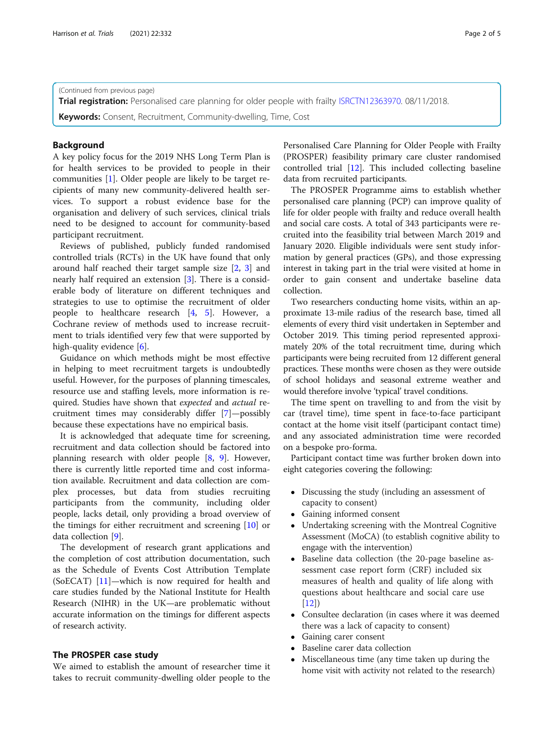(Continued from previous page)

**Trial registration:** Personalised care planning for older people with frailty ISRCTN12363970. 08/11/2018.

**Keywords:** Consent, Recruitment, Community-dwelling, Time, Cost

## Background

A key policy focus for the 2019 NHS Long Term Plan is for health services to be provided to people in their communities [1]. Older people are likely to be target recipients of many new community-delivered health services. To support a robust evidence base for the organisation and delivery of such services, clinical trials need to be designed to account for community-based participant recruitment.

Reviews of published, publicly funded randomised controlled trials (RCTs) in the UK have found that only around half reached their target sample size [2, 3] and nearly half required an extension [3]. There is a considerable body of literature on different techniques and strategies to use to optimise the recruitment of older people to healthcare research [4, 5]. However, a Cochrane review of methods used to increase recruitment to trials identified very few that were supported by high-quality evidence [6].

Guidance on which methods might be most effective in helping to meet recruitment targets is undoubtedly useful. However, for the purposes of planning timescales, resource use and staffing levels, more information is required. Studies have shown that *expected* and *actual* recruitment times may considerably differ [7]—possibly because these expectations have no empirical basis.

It is acknowledged that adequate time for screening, recruitment and data collection should be factored into planning research with older people [8, 9]. However, there is currently little reported time and cost information available. Recruitment and data collection are complex processes, but data from studies recruiting participants from the community, including older people, lacks detail, only providing a broad overview of the timings for either recruitment and screening [10] or data collection [9].

The development of research grant applications and the completion of cost attribution documentation, such as the Schedule of Events Cost Attribution Template (SoECAT) [11]—which is now required for health and care studies funded by the National Institute for Health Research (NIHR) in the UK—are problematic without accurate information on the timings for different aspects of research activity.

## The PROSPER case study

We aimed to establish the amount of researcher time it takes to recruit community-dwelling older people to the Personalised Care Planning for Older People with Frailty (PROSPER) feasibility primary care cluster randomised controlled trial [12]. This included collecting baseline data from recruited participants.

The PROSPER Programme aims to establish whether personalised care planning (PCP) can improve quality of life for older people with frailty and reduce overall health and social care costs. A total of 343 participants were recruited into the feasibility trial between March 2019 and January 2020. Eligible individuals were sent study information by general practices (GPs), and those expressing interest in taking part in the trial were visited at home in order to gain consent and undertake baseline data collection.

Two researchers conducting home visits, within an approximate 13-mile radius of the research base, timed all elements of every third visit undertaken in September and October 2019. This timing period represented approximately 20% of the total recruitment time, during which participants were being recruited from 12 different general practices. These months were chosen as they were outside of school holidays and seasonal extreme weather and would therefore involve 'typical' travel conditions.

The time spent on travelling to and from the visit by car (travel time), time spent in face-to-face participant contact at the home visit itself (participant contact time) and any associated administration time were recorded on a bespoke pro-forma.

Participant contact time was further broken down into eight categories covering the following:

- Discussing the study (including an assessment of capacity to consent)
- Gaining informed consent
- Undertaking screening with the Montreal Cognitive Assessment (MoCA) (to establish cognitive ability to engage with the intervention)
- Baseline data collection (the 20-page baseline assessment case report form (CRF) included six measures of health and quality of life along with questions about healthcare and social care use [12])
- Consultee declaration (in cases where it was deemed there was a lack of capacity to consent)
- Gaining carer consent
- Baseline carer data collection
- Miscellaneous time (any time taken up during the home visit with activity not related to the research)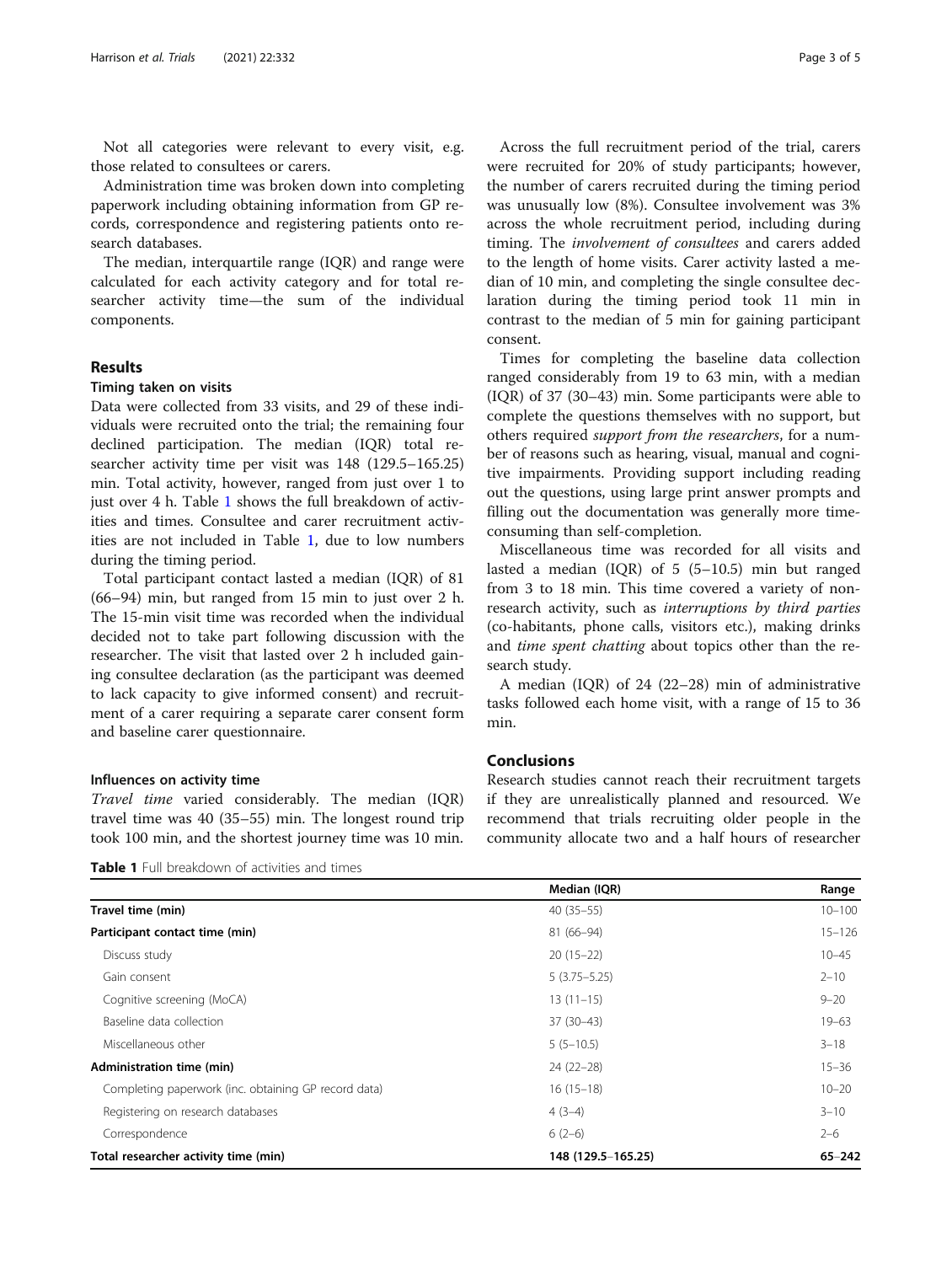Not all categories were relevant to every visit, e.g. those related to consultees or carers.

Administration time was broken down into completing paperwork including obtaining information from GP records, correspondence and registering patients onto research databases.

The median, interquartile range (IQR) and range were calculated for each activity category and for total researcher activity time—the sum of the individual components.

## Results

### Timing taken on visits

Data were collected from 33 visits, and 29 of these individuals were recruited onto the trial; the remaining four declined participation. The median (IQR) total researcher activity time per visit was 148 (129.5–165.25) min. Total activity, however, ranged from just over 1 to just over 4 h. Table 1 shows the full breakdown of activities and times. Consultee and carer recruitment activities are not included in Table 1, due to low numbers during the timing period.

Total participant contact lasted a median (IQR) of 81 (66–94) min, but ranged from 15 min to just over 2 h. The 15-min visit time was recorded when the individual decided not to take part following discussion with the researcher. The visit that lasted over 2 h included gaining consultee declaration (as the participant was deemed to lack capacity to give informed consent) and recruitment of a carer requiring a separate carer consent form and baseline carer questionnaire.

### Influences on activity time

*Travel time* varied considerably. The median (IQR) travel time was 40 (35–55) min. The longest round trip took 100 min, and the shortest journey time was 10 min.

Across the full recruitment period of the trial, carers were recruited for 20% of study participants; however, the number of carers recruited during the timing period was unusually low (8%). Consultee involvement was 3% across the whole recruitment period, including during timing. The *involvement of consultees* and carers added to the length of home visits. Carer activity lasted a median of 10 min, and completing the single consultee declaration during the timing period took 11 min in contrast to the median of 5 min for gaining participant consent.

Times for completing the baseline data collection ranged considerably from 19 to 63 min, with a median (IQR) of 37 (30–43) min. Some participants were able to complete the questions themselves with no support, but others required *support from the researchers*, for a number of reasons such as hearing, visual, manual and cognitive impairments. Providing support including reading out the questions, using large print answer prompts and filling out the documentation was generally more time-consuming than self-completion.

Miscellaneous time was recorded for all visits and lasted a median (IQR) of 5 (5–10.5) min but ranged from 3 to 18 min. This time covered a variety of non-research activity, such as *interruptions by third parties* (co-habitants, phone calls, visitors etc.), making drinks and *time spent chatting* about topics other than the research study.

A median (IQR) of 24 (22–28) min of administrative tasks followed each home visit, with a range of 15 to 36 min.

## Conclusions

Research studies cannot reach their recruitment targets if they are unrealistically planned and resourced. We recommend that trials recruiting older people in the community allocate two and a half hours of researcher

**Table 1** Full breakdown of activities and times

| | Median (IQR) | Range |
|---|---|---|
| **Travel time (min)** | 40 (35–55) | 10–100 |
| **Participant contact time (min)** | 81 (66–94) | 15–126 |
| Discuss study | 20 (15–22) | 10–45 |
| Gain consent | 5 (3.75–5.25) | 2–10 |
| Cognitive screening (MoCA) | 13 (11–15) | 9–20 |
| Baseline data collection | 37 (30–43) | 19–63 |
| Miscellaneous other | 5 (5–10.5) | 3–18 |
| **Administration time (min)** | 24 (22–28) | 15–36 |
| Completing paperwork (inc. obtaining GP record data) | 16 (15–18) | 10–20 |
| Registering on research databases | 4 (3–4) | 3–10 |
| Correspondence | 6 (2–6) | 2–6 |
| **Total researcher activity time (min)** | **148 (129.5–165.25)** | **65–242** |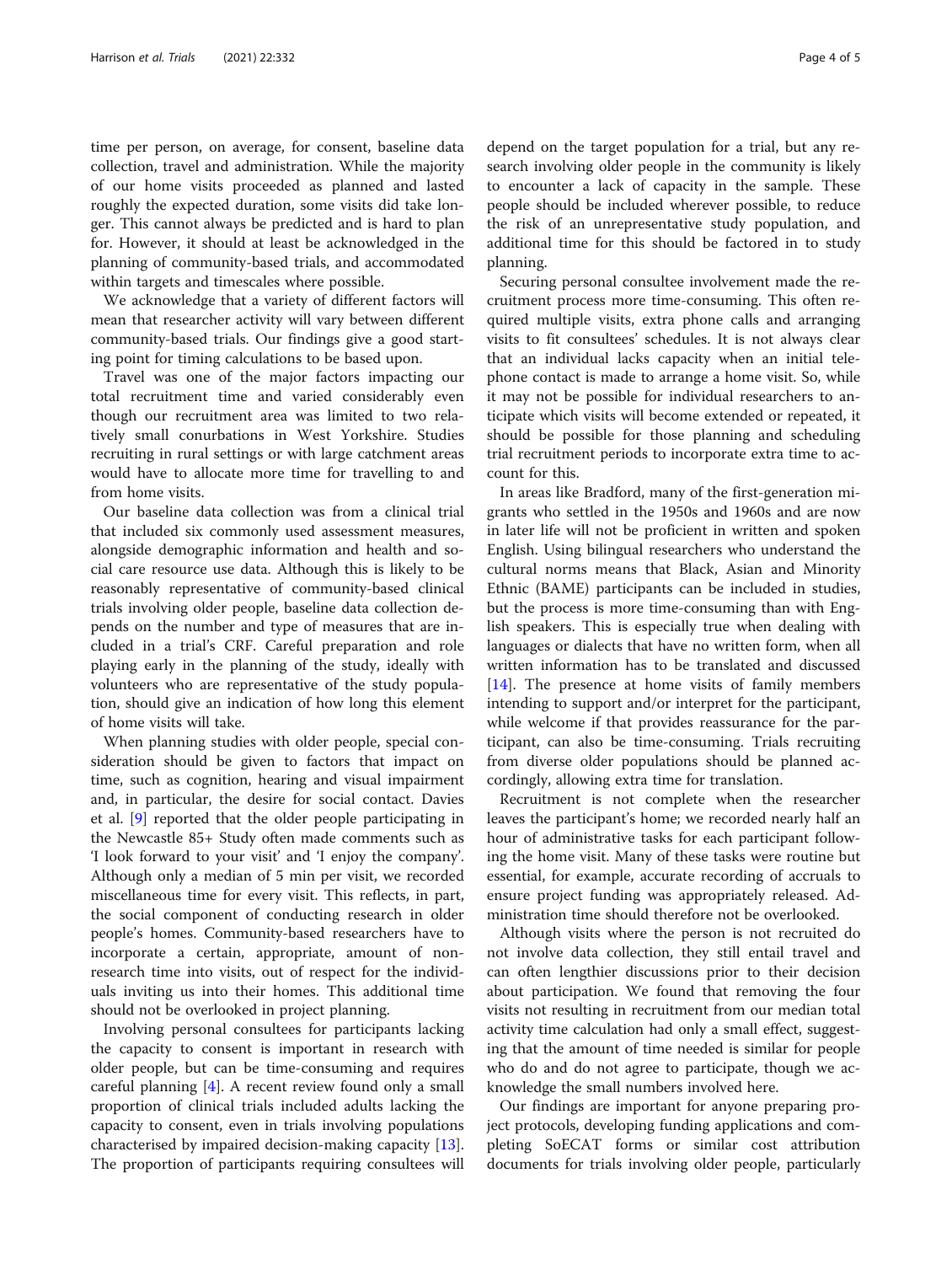time per person, on average, for consent, baseline data collection, travel and administration. While the majority of our home visits proceeded as planned and lasted roughly the expected duration, some visits did take longer. This cannot always be predicted and is hard to plan for. However, it should at least be acknowledged in the planning of community-based trials, and accommodated within targets and timescales where possible.

We acknowledge that a variety of different factors will mean that researcher activity will vary between different community-based trials. Our findings give a good starting point for timing calculations to be based upon.

Travel was one of the major factors impacting our total recruitment time and varied considerably even though our recruitment area was limited to two relatively small conurbations in West Yorkshire. Studies recruiting in rural settings or with large catchment areas would have to allocate more time for travelling to and from home visits.

Our baseline data collection was from a clinical trial that included six commonly used assessment measures, alongside demographic information and health and social care resource use data. Although this is likely to be reasonably representative of community-based clinical trials involving older people, baseline data collection depends on the number and type of measures that are included in a trial's CRF. Careful preparation and role playing early in the planning of the study, ideally with volunteers who are representative of the study population, should give an indication of how long this element of home visits will take.

When planning studies with older people, special consideration should be given to factors that impact on time, such as cognition, hearing and visual impairment and, in particular, the desire for social contact. Davies et al. [9] reported that the older people participating in the Newcastle 85+ Study often made comments such as 'I look forward to your visit' and 'I enjoy the company'. Although only a median of 5 min per visit, we recorded miscellaneous time for every visit. This reflects, in part, the social component of conducting research in older people's homes. Community-based researchers have to incorporate a certain, appropriate, amount of non-research time into visits, out of respect for the individuals inviting us into their homes. This additional time should not be overlooked in project planning.

Involving personal consultees for participants lacking the capacity to consent is important in research with older people, but can be time-consuming and requires careful planning [4]. A recent review found only a small proportion of clinical trials included adults lacking the capacity to consent, even in trials involving populations characterised by impaired decision-making capacity [13]. The proportion of participants requiring consultees will depend on the target population for a trial, but any research involving older people in the community is likely to encounter a lack of capacity in the sample. These people should be included wherever possible, to reduce the risk of an unrepresentative study population, and additional time for this should be factored in to study planning.

Securing personal consultee involvement made the recruitment process more time-consuming. This often required multiple visits, extra phone calls and arranging visits to fit consultees' schedules. It is not always clear that an individual lacks capacity when an initial telephone contact is made to arrange a home visit. So, while it may not be possible for individual researchers to anticipate which visits will become extended or repeated, it should be possible for those planning and scheduling trial recruitment periods to incorporate extra time to account for this.

In areas like Bradford, many of the first-generation migrants who settled in the 1950s and 1960s and are now in later life will not be proficient in written and spoken English. Using bilingual researchers who understand the cultural norms means that Black, Asian and Minority Ethnic (BAME) participants can be included in studies, but the process is more time-consuming than with English speakers. This is especially true when dealing with languages or dialects that have no written form, when all written information has to be translated and discussed [14]. The presence at home visits of family members intending to support and/or interpret for the participant, while welcome if that provides reassurance for the participant, can also be time-consuming. Trials recruiting from diverse older populations should be planned accordingly, allowing extra time for translation.

Recruitment is not complete when the researcher leaves the participant's home; we recorded nearly half an hour of administrative tasks for each participant following the home visit. Many of these tasks were routine but essential, for example, accurate recording of accruals to ensure project funding was appropriately released. Administration time should therefore not be overlooked.

Although visits where the person is not recruited do not involve data collection, they still entail travel and can often lengthier discussions prior to their decision about participation. We found that removing the four visits not resulting in recruitment from our median total activity time calculation had only a small effect, suggesting that the amount of time needed is similar for people who do and do not agree to participate, though we acknowledge the small numbers involved here.

Our findings are important for anyone preparing project protocols, developing funding applications and completing SoECAT forms or similar cost attribution documents for trials involving older people, particularly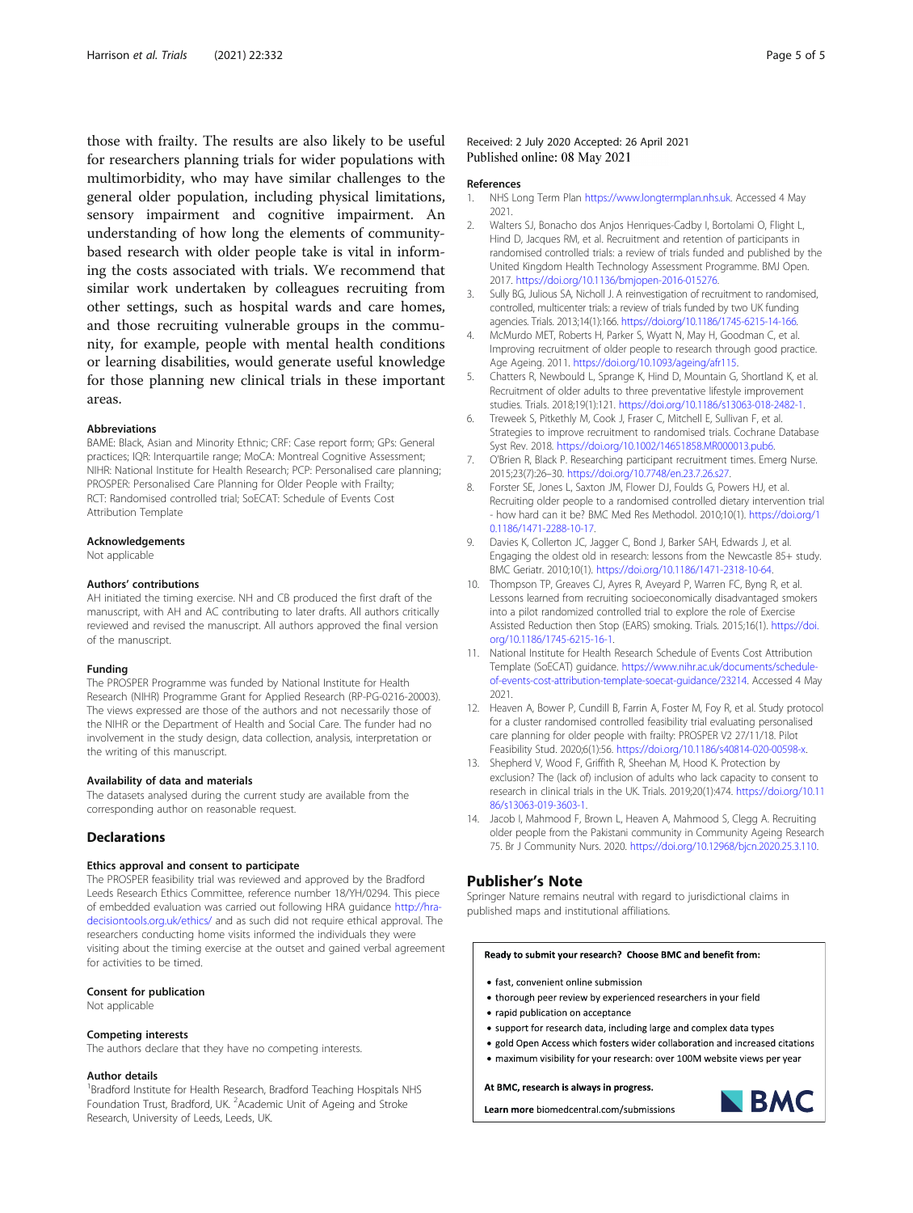those with frailty. The results are also likely to be useful for researchers planning trials for wider populations with multimorbidity, who may have similar challenges to the general older population, including physical limitations, sensory impairment and cognitive impairment. An understanding of how long the elements of community-based research with older people take is vital in informing the costs associated with trials. We recommend that similar work undertaken by colleagues recruiting from other settings, such as hospital wards and care homes, and those recruiting vulnerable groups in the community, for example, people with mental health conditions or learning disabilities, would generate useful knowledge for those planning new clinical trials in these important areas.

### Abbreviations

BAME: Black, Asian and Minority Ethnic; CRF: Case report form; GPs: General practices; IQR: Interquartile range; MoCA: Montreal Cognitive Assessment; NIHR: National Institute for Health Research; PCP: Personalised care planning; PROSPER: Personalised Care Planning for Older People with Frailty; RCT: Randomised controlled trial; SoECAT: Schedule of Events Cost Attribution Template

### Acknowledgements

Not applicable

### Authors' contributions

AH initiated the timing exercise. NH and CB produced the first draft of the manuscript, with AH and AC contributing to later drafts. All authors critically reviewed and revised the manuscript. All authors approved the final version of the manuscript.

### Funding

The PROSPER Programme was funded by National Institute for Health Research (NIHR) Programme Grant for Applied Research (RP-PG-0216-20003). The views expressed are those of the authors and not necessarily those of the NIHR or the Department of Health and Social Care. The funder had no involvement in the study design, data collection, analysis, interpretation or the writing of this manuscript.

### Availability of data and materials

The datasets analysed during the current study are available from the corresponding author on reasonable request.

## Declarations

### Ethics approval and consent to participate

The PROSPER feasibility trial was reviewed and approved by the Bradford Leeds Research Ethics Committee, reference number 18/YH/0294. This piece of embedded evaluation was carried out following HRA guidance http://hra-decisiontools.org.uk/ethics/ and as such did not require ethical approval. The researchers conducting home visits informed the individuals they were visiting about the timing exercise at the outset and gained verbal agreement for activities to be timed.

### Consent for publication

Not applicable

### Competing interests

The authors declare that they have no competing interests.

### Author details

[1]Bradford Institute for Health Research, Bradford Teaching Hospitals NHS Foundation Trust, Bradford, UK. [2]Academic Unit of Ageing and Stroke Research, University of Leeds, Leeds, UK.

Received: 2 July 2020 Accepted: 26 April 2021
Published online: 08 May 2021

### References

1. NHS Long Term Plan https://www.longtermplan.nhs.uk. Accessed 4 May 2021.
2. Walters SJ, Bonacho dos Anjos Henriques-Cadby I, Bortolami O, Flight L, Hind D, Jacques RM, et al. Recruitment and retention of participants in randomised controlled trials: a review of trials funded and published by the United Kingdom Health Technology Assessment Programme. BMJ Open. 2017. https://doi.org/10.1136/bmjopen-2016-015276.
3. Sully BG, Julious SA, Nicholl J. A reinvestigation of recruitment to randomised, controlled, multicenter trials: a review of trials funded by two UK funding agencies. Trials. 2013;14(1):166. https://doi.org/10.1186/1745-6215-14-166.
4. McMurdo MET, Roberts H, Parker S, Wyatt N, May H, Goodman C, et al. Improving recruitment of older people to research through good practice. Age Ageing. 2011. https://doi.org/10.1093/ageing/afr115.
5. Chatters R, Newbould L, Sprange K, Hind D, Mountain G, Shortland K, et al. Recruitment of older adults to three preventative lifestyle improvement studies. Trials. 2018;19(1):121. https://doi.org/10.1186/s13063-018-2482-1.
6. Treweek S, Pitkethly M, Cook J, Fraser C, Mitchell E, Sullivan F, et al. Strategies to improve recruitment to randomised trials. Cochrane Database Syst Rev. 2018. https://doi.org/10.1002/14651858.MR000013.pub6.
7. O'Brien R, Black P. Researching participant recruitment times. Emerg Nurse. 2015;23(7):26–30. https://doi.org/10.7748/en.23.7.26.s27.
8. Forster SE, Jones L, Saxton JM, Flower DJ, Foulds G, Powers HJ, et al. Recruiting older people to a randomised controlled dietary intervention trial - how hard can it be? BMC Med Res Methodol. 2010;10(1). https://doi.org/10.1186/1471-2288-10-17.
9. Davies K, Collerton JC, Jagger C, Bond J, Barker SAH, Edwards J, et al. Engaging the oldest old in research: lessons from the Newcastle 85+ study. BMC Geriatr. 2010;10(1). https://doi.org/10.1186/1471-2318-10-64.
10. Thompson TP, Greaves CJ, Ayres R, Aveyard P, Warren FC, Byng R, et al. Lessons learned from recruiting socioeconomically disadvantaged smokers into a pilot randomized controlled trial to explore the role of Exercise Assisted Reduction then Stop (EARS) smoking. Trials. 2015;16(1). https://doi.org/10.1186/1745-6215-16-1.
11. National Institute for Health Research Schedule of Events Cost Attribution Template (SoECAT) guidance. https://www.nihr.ac.uk/documents/schedule-of-events-cost-attribution-template-soecat-guidance/23214. Accessed 4 May 2021.
12. Heaven A, Bower P, Cundill B, Farrin A, Foster M, Foy R, et al. Study protocol for a cluster randomised controlled feasibility trial evaluating personalised care planning for older people with frailty: PROSPER V2 27/11/18. Pilot Feasibility Stud. 2020;6(1):56. https://doi.org/10.1186/s40814-020-00598-x.
13. Shepherd V, Wood F, Griffith R, Sheehan M, Hood K. Protection by exclusion? The (lack of) inclusion of adults who lack capacity to consent to research in clinical trials in the UK. Trials. 2019;20(1):474. https://doi.org/10.1186/s13063-019-3603-1.
14. Jacob I, Mahmood F, Brown L, Heaven A, Mahmood S, Clegg A. Recruiting older people from the Pakistani community in Community Ageing Research 75. Br J Community Nurs. 2020. https://doi.org/10.12968/bjcn.2020.25.3.110.

## Publisher's Note

Springer Nature remains neutral with regard to jurisdictional claims in published maps and institutional affiliations.

**Ready to submit your research? Choose BMC and benefit from:**

- fast, convenient online submission
- thorough peer review by experienced researchers in your field
- rapid publication on acceptance
- support for research data, including large and complex data types
- gold Open Access which fosters wider collaboration and increased citations
- maximum visibility for your research: over 100M website views per year

**At BMC, research is always in progress.**

**Learn more** biomedcentral.com/submissions

BMC